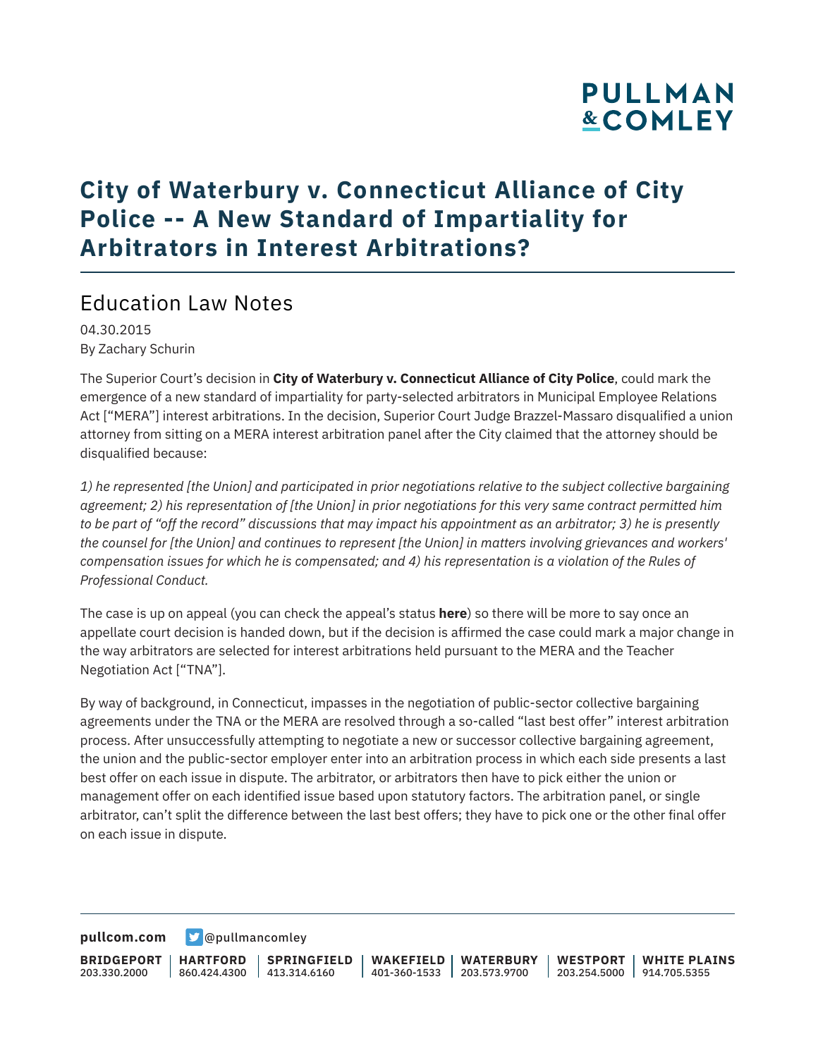# City of Waterbury v. Connecticut Alliance of City Police -- A New Standard of Impartiality for Arbitrators in Interest Arbitrations?

## Education Law Notes

04.30.2015
By Zachary Schurin

The Superior Court's decision in **City of Waterbury v. Connecticut Alliance of City Police**, could mark the emergence of a new standard of impartiality for party-selected arbitrators in Municipal Employee Relations Act ["MERA"] interest arbitrations. In the decision, Superior Court Judge Brazzel-Massaro disqualified a union attorney from sitting on a MERA interest arbitration panel after the City claimed that the attorney should be disqualified because:

*1) he represented [the Union] and participated in prior negotiations relative to the subject collective bargaining agreement; 2) his representation of [the Union] in prior negotiations for this very same contract permitted him to be part of "off the record" discussions that may impact his appointment as an arbitrator; 3) he is presently the counsel for [the Union] and continues to represent [the Union] in matters involving grievances and workers' compensation issues for which he is compensated; and 4) his representation is a violation of the Rules of Professional Conduct.*

The case is up on appeal (you can check the appeal's status **here**) so there will be more to say once an appellate court decision is handed down, but if the decision is affirmed the case could mark a major change in the way arbitrators are selected for interest arbitrations held pursuant to the MERA and the Teacher Negotiation Act ["TNA"].

By way of background, in Connecticut, impasses in the negotiation of public-sector collective bargaining agreements under the TNA or the MERA are resolved through a so-called "last best offer" interest arbitration process. After unsuccessfully attempting to negotiate a new or successor collective bargaining agreement, the union and the public-sector employer enter into an arbitration process in which each side presents a last best offer on each issue in dispute. The arbitrator, or arbitrators then have to pick either the union or management offer on each identified issue based upon statutory factors. The arbitration panel, or single arbitrator, can't split the difference between the last best offers; they have to pick one or the other final offer on each issue in dispute.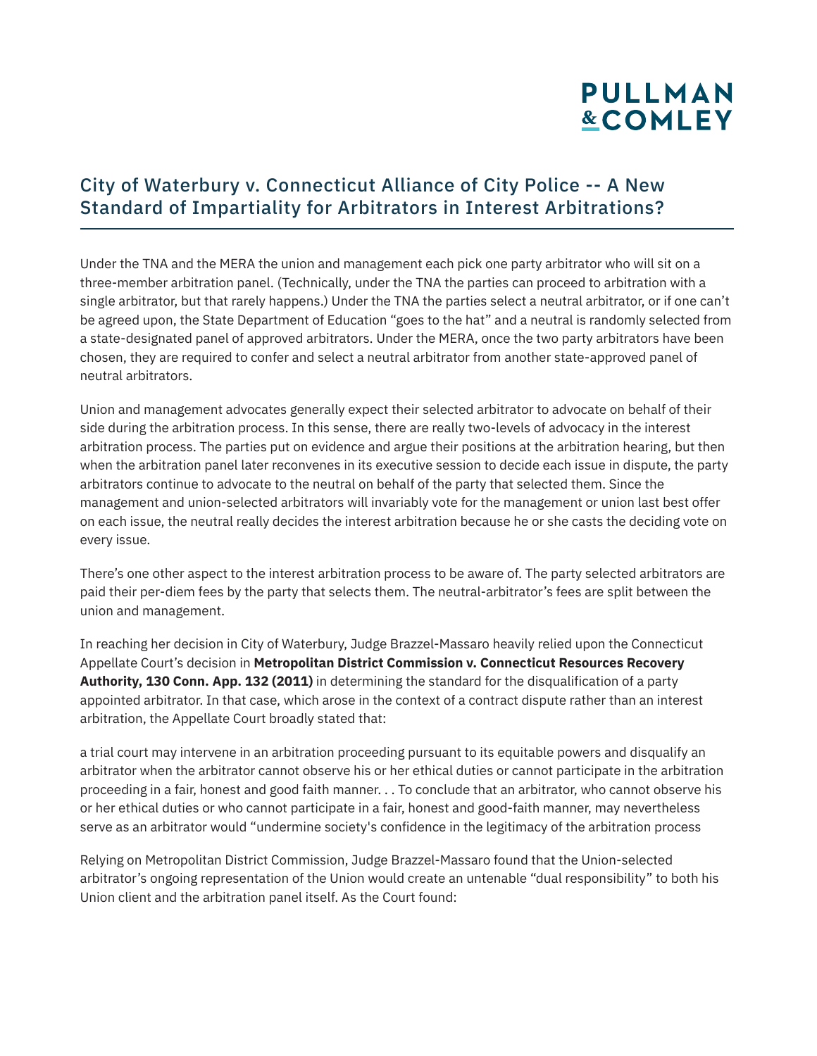## City of Waterbury v. Connecticut Alliance of City Police -- A New Standard of Impartiality for Arbitrators in Interest Arbitrations?

Under the TNA and the MERA the union and management each pick one party arbitrator who will sit on a three-member arbitration panel. (Technically, under the TNA the parties can proceed to arbitration with a single arbitrator, but that rarely happens.) Under the TNA the parties select a neutral arbitrator, or if one can't be agreed upon, the State Department of Education "goes to the hat" and a neutral is randomly selected from a state-designated panel of approved arbitrators. Under the MERA, once the two party arbitrators have been chosen, they are required to confer and select a neutral arbitrator from another state-approved panel of neutral arbitrators.

Union and management advocates generally expect their selected arbitrator to advocate on behalf of their side during the arbitration process. In this sense, there are really two-levels of advocacy in the interest arbitration process. The parties put on evidence and argue their positions at the arbitration hearing, but then when the arbitration panel later reconvenes in its executive session to decide each issue in dispute, the party arbitrators continue to advocate to the neutral on behalf of the party that selected them. Since the management and union-selected arbitrators will invariably vote for the management or union last best offer on each issue, the neutral really decides the interest arbitration because he or she casts the deciding vote on every issue.

There's one other aspect to the interest arbitration process to be aware of. The party selected arbitrators are paid their per-diem fees by the party that selects them. The neutral-arbitrator's fees are split between the union and management.

In reaching her decision in City of Waterbury, Judge Brazzel-Massaro heavily relied upon the Connecticut Appellate Court's decision in **Metropolitan District Commission v. Connecticut Resources Recovery Authority, 130 Conn. App. 132 (2011)** in determining the standard for the disqualification of a party appointed arbitrator. In that case, which arose in the context of a contract dispute rather than an interest arbitration, the Appellate Court broadly stated that:

a trial court may intervene in an arbitration proceeding pursuant to its equitable powers and disqualify an arbitrator when the arbitrator cannot observe his or her ethical duties or cannot participate in the arbitration proceeding in a fair, honest and good faith manner. . . To conclude that an arbitrator, who cannot observe his or her ethical duties or who cannot participate in a fair, honest and good-faith manner, may nevertheless serve as an arbitrator would "undermine society's confidence in the legitimacy of the arbitration process

Relying on Metropolitan District Commission, Judge Brazzel-Massaro found that the Union-selected arbitrator's ongoing representation of the Union would create an untenable "dual responsibility" to both his Union client and the arbitration panel itself. As the Court found: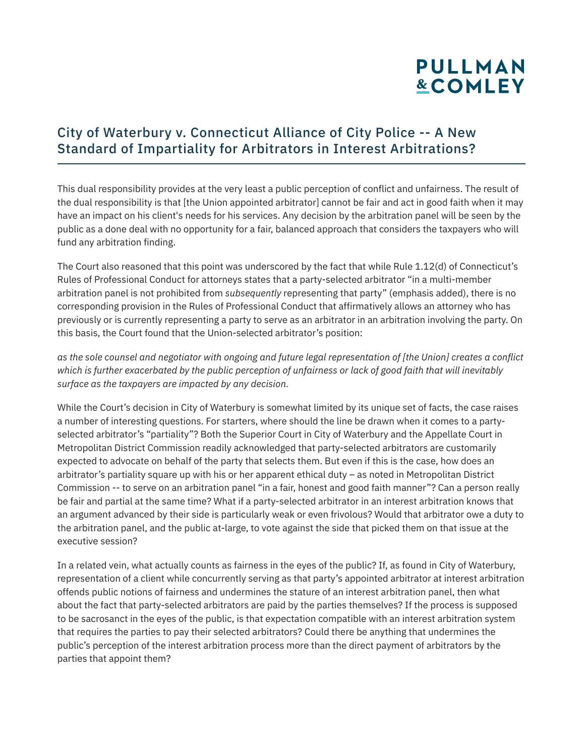This dual responsibility provides at the very least a public perception of conflict and unfairness. The result of the dual responsibility is that [the Union appointed arbitrator] cannot be fair and act in good faith when it may have an impact on his client's needs for his services. Any decision by the arbitration panel will be seen by the public as a done deal with no opportunity for a fair, balanced approach that considers the taxpayers who will fund any arbitration finding.

The Court also reasoned that this point was underscored by the fact that while Rule 1.12(d) of Connecticut's Rules of Professional Conduct for attorneys states that a party-selected arbitrator "in a multi-member arbitration panel is not prohibited from *subsequently* representing that party" (emphasis added), there is no corresponding provision in the Rules of Professional Conduct that affirmatively allows an attorney who has previously or is currently representing a party to serve as an arbitrator in an arbitration involving the party. On this basis, the Court found that the Union-selected arbitrator's position:

*as the sole counsel and negotiator with ongoing and future legal representation of [the Union] creates a conflict which is further exacerbated by the public perception of unfairness or lack of good faith that will inevitably surface as the taxpayers are impacted by any decision.*

While the Court's decision in City of Waterbury is somewhat limited by its unique set of facts, the case raises a number of interesting questions. For starters, where should the line be drawn when it comes to a party-selected arbitrator's "partiality"? Both the Superior Court in City of Waterbury and the Appellate Court in Metropolitan District Commission readily acknowledged that party-selected arbitrators are customarily expected to advocate on behalf of the party that selects them. But even if this is the case, how does an arbitrator's partiality square up with his or her apparent ethical duty – as noted in Metropolitan District Commission -- to serve on an arbitration panel "in a fair, honest and good faith manner"? Can a person really be fair and partial at the same time? What if a party-selected arbitrator in an interest arbitration knows that an argument advanced by their side is particularly weak or even frivolous? Would that arbitrator owe a duty to the arbitration panel, and the public at-large, to vote against the side that picked them on that issue at the executive session?

In a related vein, what actually counts as fairness in the eyes of the public? If, as found in City of Waterbury, representation of a client while concurrently serving as that party's appointed arbitrator at interest arbitration offends public notions of fairness and undermines the stature of an interest arbitration panel, then what about the fact that party-selected arbitrators are paid by the parties themselves? If the process is supposed to be sacrosanct in the eyes of the public, is that expectation compatible with an interest arbitration system that requires the parties to pay their selected arbitrators? Could there be anything that undermines the public's perception of the interest arbitration process more than the direct payment of arbitrators by the parties that appoint them?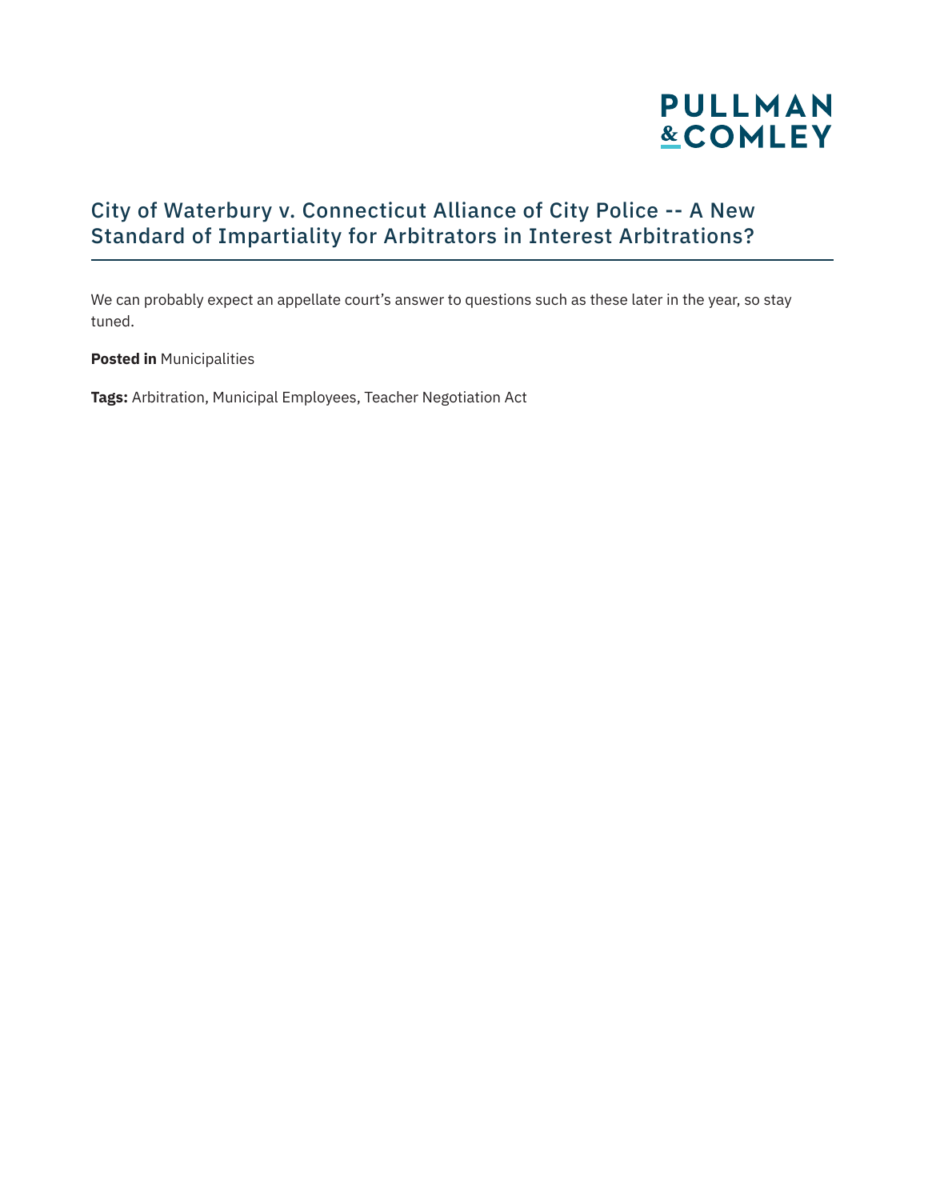We can probably expect an appellate court's answer to questions such as these later in the year, so stay tuned.

**Posted in** Municipalities

**Tags:** Arbitration, Municipal Employees, Teacher Negotiation Act